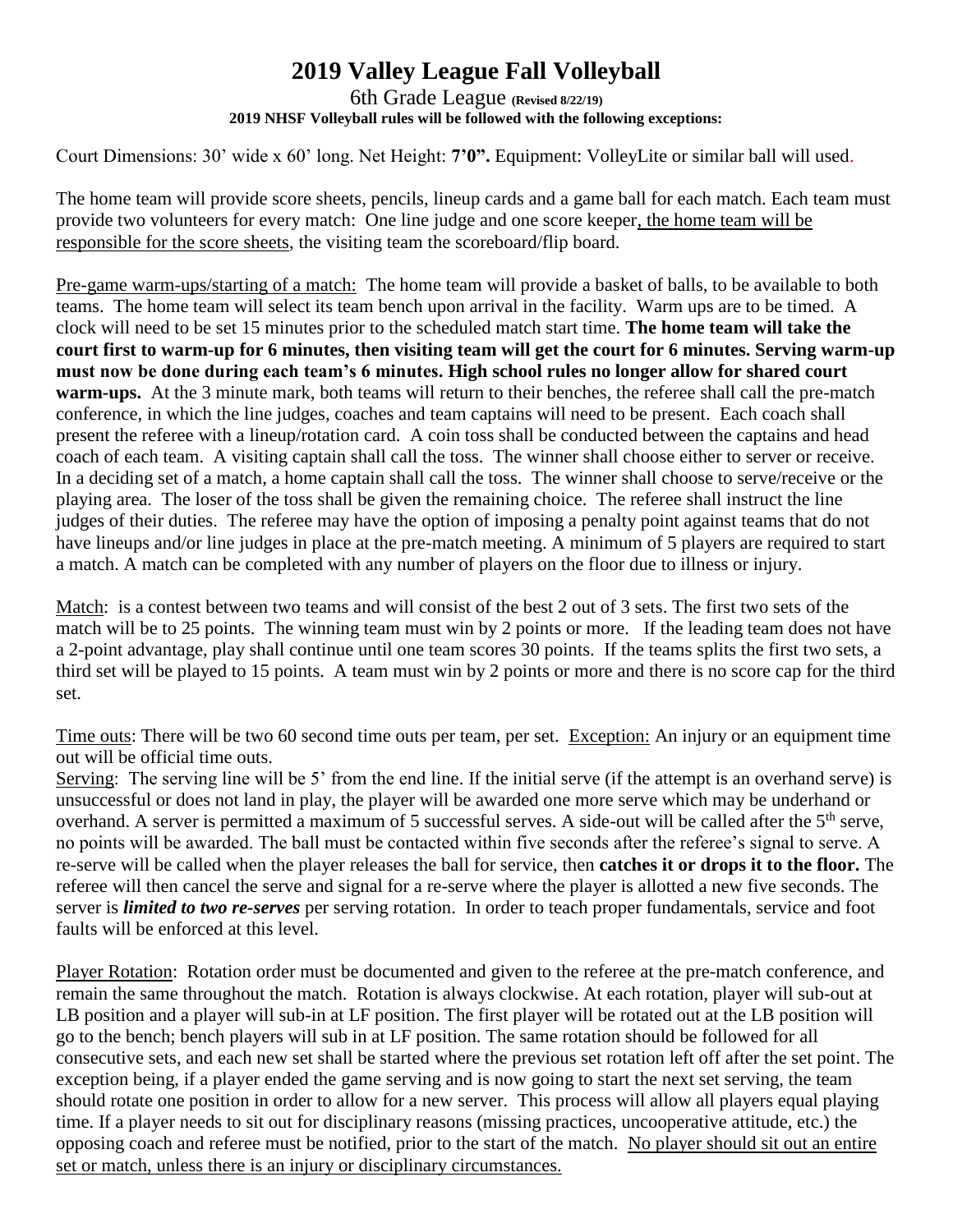# 2019 Valley League Fall Volleyball

6th Grade League **(Revised 8/22/19)**

**2019 NHSF Volleyball rules will be followed with the following exceptions:**

Court Dimensions: 30' wide x 60' long. Net Height: **7'0".** Equipment: VolleyLite or similar ball will used.

The home team will provide score sheets, pencils, lineup cards and a game ball for each match. Each team must provide two volunteers for every match: One line judge and one score keeper, the home team will be responsible for the score sheets, the visiting team the scoreboard/flip board.

Pre-game warm-ups/starting of a match: The home team will provide a basket of balls, to be available to both teams. The home team will select its team bench upon arrival in the facility. Warm ups are to be timed. A clock will need to be set 15 minutes prior to the scheduled match start time. **The home team will take the court first to warm-up for 6 minutes, then visiting team will get the court for 6 minutes. Serving warm-up must now be done during each team's 6 minutes. High school rules no longer allow for shared court warm-ups.** At the 3 minute mark, both teams will return to their benches, the referee shall call the pre-match conference, in which the line judges, coaches and team captains will need to be present. Each coach shall present the referee with a lineup/rotation card. A coin toss shall be conducted between the captains and head coach of each team. A visiting captain shall call the toss. The winner shall choose either to server or receive. In a deciding set of a match, a home captain shall call the toss. The winner shall choose to serve/receive or the playing area. The loser of the toss shall be given the remaining choice. The referee shall instruct the line judges of their duties. The referee may have the option of imposing a penalty point against teams that do not have lineups and/or line judges in place at the pre-match meeting. A minimum of 5 players are required to start a match. A match can be completed with any number of players on the floor due to illness or injury.

Match: is a contest between two teams and will consist of the best 2 out of 3 sets. The first two sets of the match will be to 25 points. The winning team must win by 2 points or more. If the leading team does not have a 2-point advantage, play shall continue until one team scores 30 points. If the teams splits the first two sets, a third set will be played to 15 points. A team must win by 2 points or more and there is no score cap for the third set.

Time outs: There will be two 60 second time outs per team, per set. Exception: An injury or an equipment time out will be official time outs.

Serving: The serving line will be 5' from the end line. If the initial serve (if the attempt is an overhand serve) is unsuccessful or does not land in play, the player will be awarded one more serve which may be underhand or overhand. A server is permitted a maximum of 5 successful serves. A side-out will be called after the 5th serve, no points will be awarded. The ball must be contacted within five seconds after the referee's signal to serve. A re-serve will be called when the player releases the ball for service, then **catches it or drops it to the floor.** The referee will then cancel the serve and signal for a re-serve where the player is allotted a new five seconds. The server is ***limited to two re-serves*** per serving rotation. In order to teach proper fundamentals, service and foot faults will be enforced at this level.

Player Rotation: Rotation order must be documented and given to the referee at the pre-match conference, and remain the same throughout the match. Rotation is always clockwise. At each rotation, player will sub-out at LB position and a player will sub-in at LF position. The first player will be rotated out at the LB position will go to the bench; bench players will sub in at LF position. The same rotation should be followed for all consecutive sets, and each new set shall be started where the previous set rotation left off after the set point. The exception being, if a player ended the game serving and is now going to start the next set serving, the team should rotate one position in order to allow for a new server. This process will allow all players equal playing time. If a player needs to sit out for disciplinary reasons (missing practices, uncooperative attitude, etc.) the opposing coach and referee must be notified, prior to the start of the match. No player should sit out an entire set or match, unless there is an injury or disciplinary circumstances.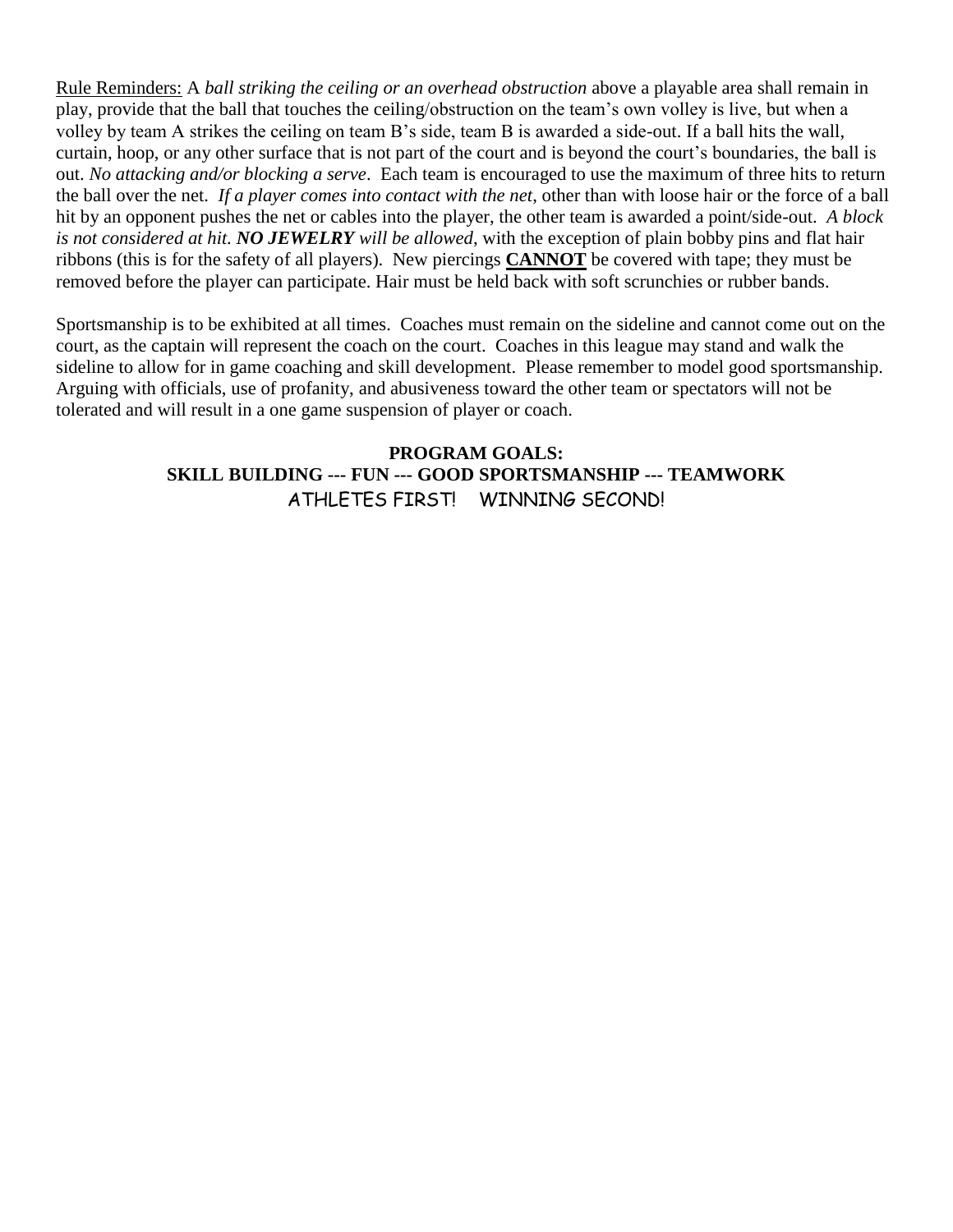Rule Reminders: A *ball striking the ceiling or an overhead obstruction* above a playable area shall remain in play, provide that the ball that touches the ceiling/obstruction on the team's own volley is live, but when a volley by team A strikes the ceiling on team B's side, team B is awarded a side-out. If a ball hits the wall, curtain, hoop, or any other surface that is not part of the court and is beyond the court's boundaries, the ball is out. *No attacking and/or blocking a serve*. Each team is encouraged to use the maximum of three hits to return the ball over the net. *If a player comes into contact with the net*, other than with loose hair or the force of a ball hit by an opponent pushes the net or cables into the player, the other team is awarded a point/side-out. *A block is not considered at hit. **NO JEWELRY** will be allowed*, with the exception of plain bobby pins and flat hair ribbons (this is for the safety of all players). New piercings **CANNOT** be covered with tape; they must be removed before the player can participate. Hair must be held back with soft scrunchies or rubber bands.

Sportsmanship is to be exhibited at all times. Coaches must remain on the sideline and cannot come out on the court, as the captain will represent the coach on the court. Coaches in this league may stand and walk the sideline to allow for in game coaching and skill development. Please remember to model good sportsmanship. Arguing with officials, use of profanity, and abusiveness toward the other team or spectators will not be tolerated and will result in a one game suspension of player or coach.

**PROGRAM GOALS:**
**SKILL BUILDING --- FUN --- GOOD SPORTSMANSHIP --- TEAMWORK**
ATHLETES FIRST! WINNING SECOND!